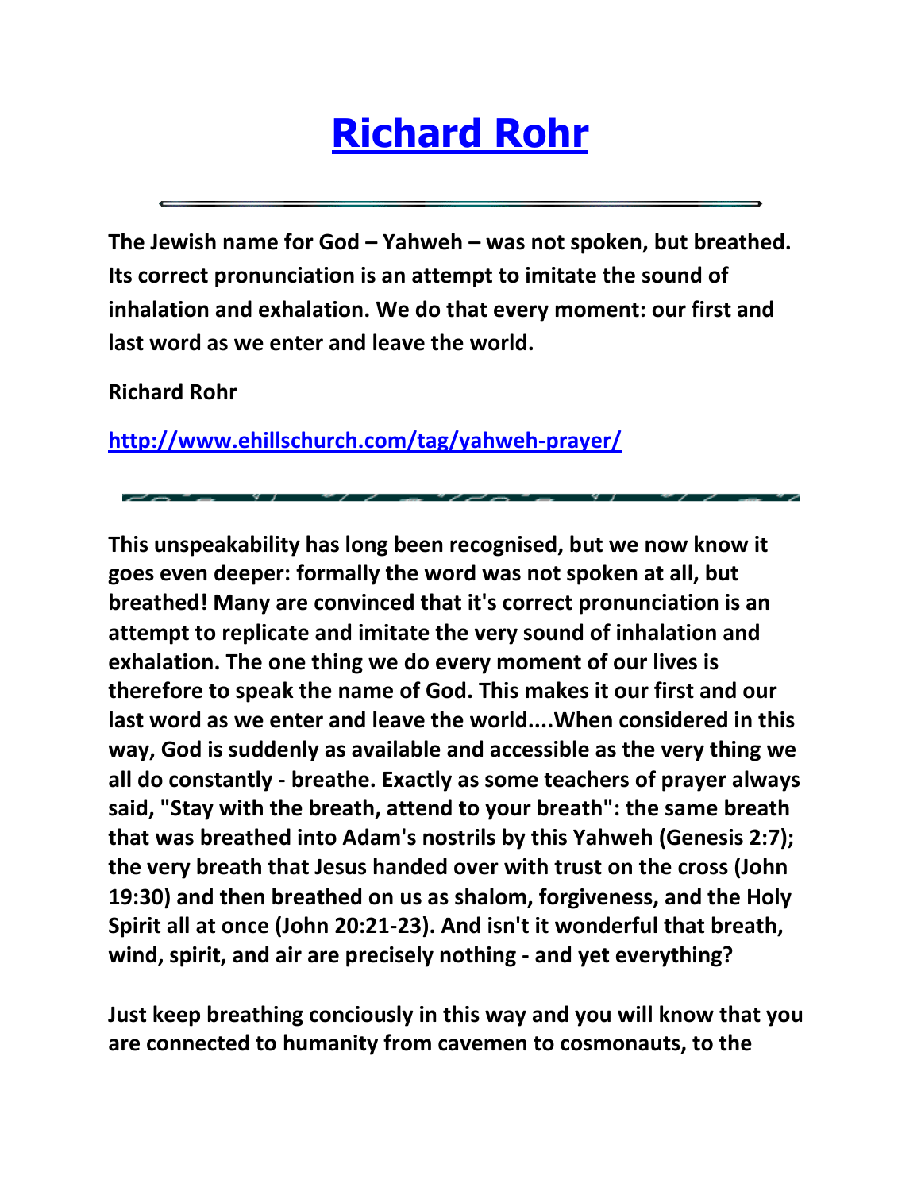# [Richard Rohr](#)

---

**The Jewish name for God – Yahweh – was not spoken, but breathed. Its correct pronunciation is an attempt to imitate the sound of inhalation and exhalation. We do that every moment: our first and last word as we enter and leave the world.**

**Richard Rohr**

**[http://www.ehillschurch.com/tag/yahweh-prayer/](http://www.ehillschurch.com/tag/yahweh-prayer/)**

---

**This unspeakability has long been recognised, but we now know it goes even deeper: formally the word was not spoken at all, but breathed! Many are convinced that it's correct pronunciation is an attempt to replicate and imitate the very sound of inhalation and exhalation. The one thing we do every moment of our lives is therefore to speak the name of God. This makes it our first and our last word as we enter and leave the world....When considered in this way, God is suddenly as available and accessible as the very thing we all do constantly - breathe. Exactly as some teachers of prayer always said, "Stay with the breath, attend to your breath": the same breath that was breathed into Adam's nostrils by this Yahweh (Genesis 2:7); the very breath that Jesus handed over with trust on the cross (John 19:30) and then breathed on us as shalom, forgiveness, and the Holy Spirit all at once (John 20:21-23). And isn't it wonderful that breath, wind, spirit, and air are precisely nothing - and yet everything?**

**Just keep breathing conciously in this way and you will know that you are connected to humanity from cavemen to cosmonauts, to the**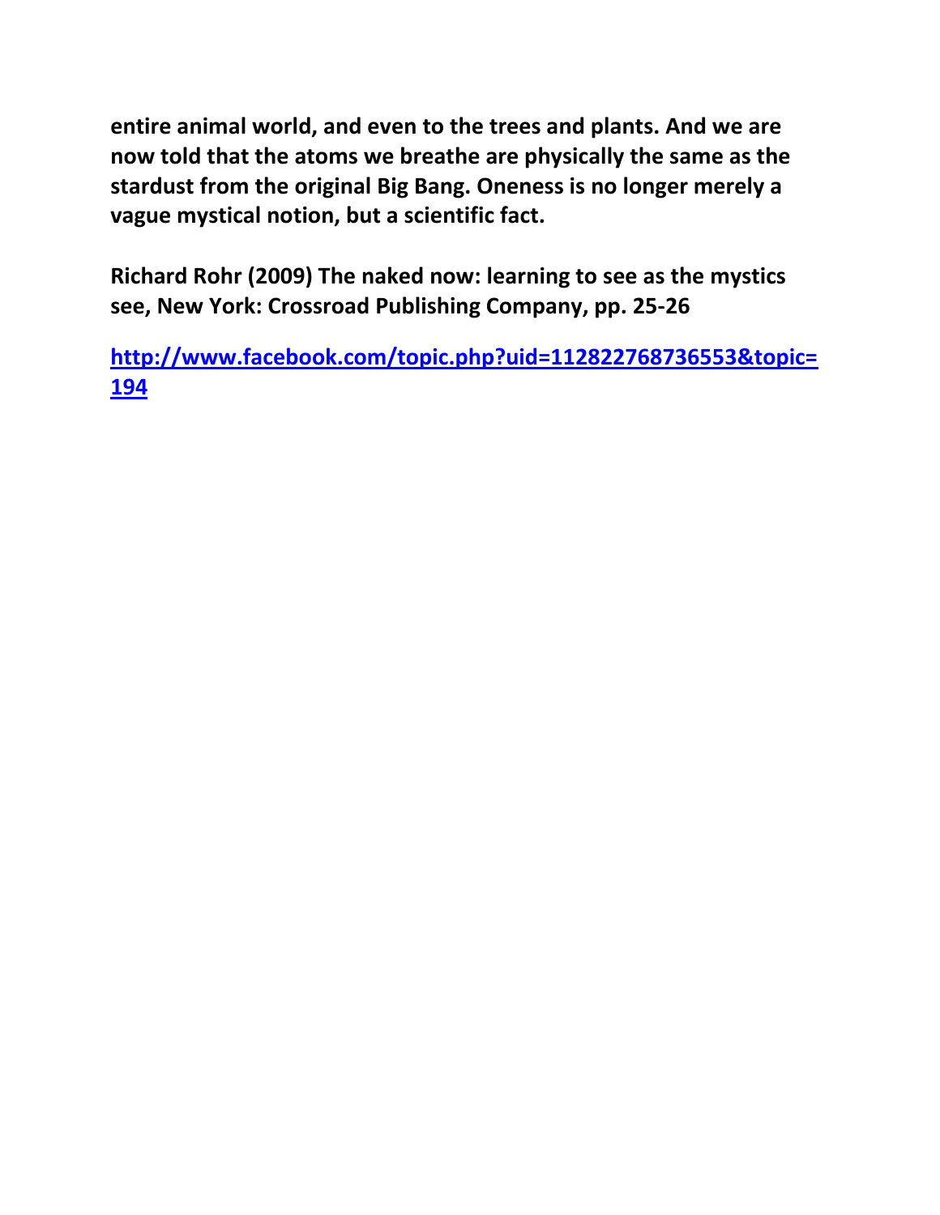**entire animal world, and even to the trees and plants. And we are now told that the atoms we breathe are physically the same as the stardust from the original Big Bang. Oneness is no longer merely a vague mystical notion, but a scientific fact.**

**Richard Rohr (2009) The naked now: learning to see as the mystics see, New York: Crossroad Publishing Company, pp. 25-26**

**http://www.facebook.com/topic.php?uid=112822768736553&topic=194**